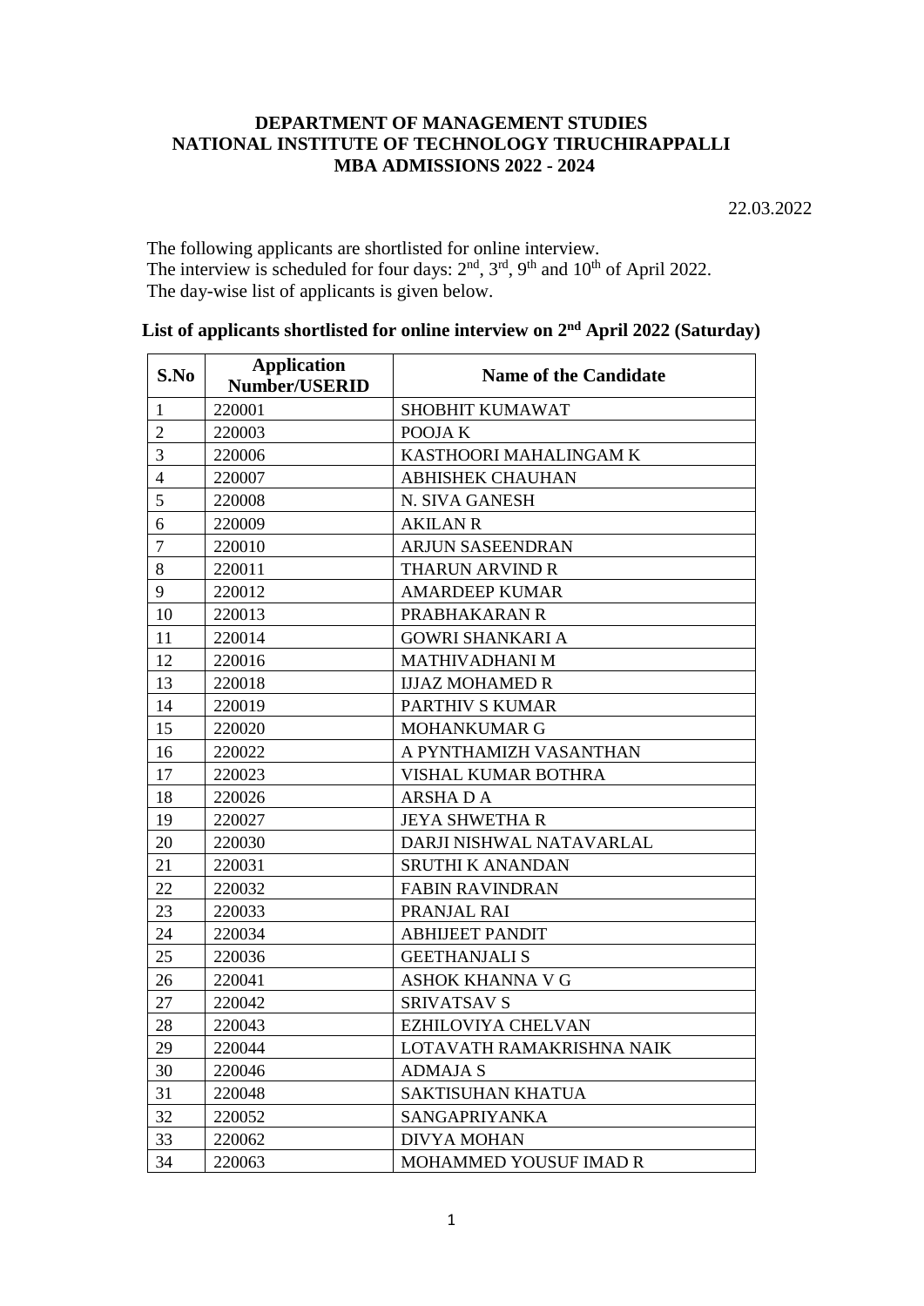**DEPARTMENT OF MANAGEMENT STUDIES**
**NATIONAL INSTITUTE OF TECHNOLOGY TIRUCHIRAPPALLI**
**MBA ADMISSIONS 2022 - 2024**

22.03.2022

The following applicants are shortlisted for online interview.
The interview is scheduled for four days: 2nd, 3rd, 9th and 10th of April 2022.
The day-wise list of applicants is given below.

**List of applicants shortlisted for online interview on 2nd April 2022 (Saturday)**

| S.No | Application Number/USERID | Name of the Candidate |
|---|---|---|
| 1 | 220001 | SHOBHIT KUMAWAT |
| 2 | 220003 | POOJA K |
| 3 | 220006 | KASTHOORI MAHALINGAM K |
| 4 | 220007 | ABHISHEK CHAUHAN |
| 5 | 220008 | N. SIVA GANESH |
| 6 | 220009 | AKILAN R |
| 7 | 220010 | ARJUN SASEENDRAN |
| 8 | 220011 | THARUN ARVIND R |
| 9 | 220012 | AMARDEEP KUMAR |
| 10 | 220013 | PRABHAKARAN R |
| 11 | 220014 | GOWRI SHANKARI A |
| 12 | 220016 | MATHIVADHANI M |
| 13 | 220018 | IJJAZ MOHAMED R |
| 14 | 220019 | PARTHIV S KUMAR |
| 15 | 220020 | MOHANKUMAR G |
| 16 | 220022 | A PYNTHAMIZH VASANTHAN |
| 17 | 220023 | VISHAL KUMAR BOTHRA |
| 18 | 220026 | ARSHA D A |
| 19 | 220027 | JEYA SHWETHA R |
| 20 | 220030 | DARJI NISHWAL NATAVARLAL |
| 21 | 220031 | SRUTHI K ANANDAN |
| 22 | 220032 | FABIN RAVINDRAN |
| 23 | 220033 | PRANJAL RAI |
| 24 | 220034 | ABHIJEET PANDIT |
| 25 | 220036 | GEETHANJALI S |
| 26 | 220041 | ASHOK KHANNA V G |
| 27 | 220042 | SRIVATSAV S |
| 28 | 220043 | EZHILOVIYA CHELVAN |
| 29 | 220044 | LOTAVATH RAMAKRISHNA NAIK |
| 30 | 220046 | ADMAJA S |
| 31 | 220048 | SAKTISUHAN KHATUA |
| 32 | 220052 | SANGAPRIYANKA |
| 33 | 220062 | DIVYA MOHAN |
| 34 | 220063 | MOHAMMED YOUSUF IMAD R |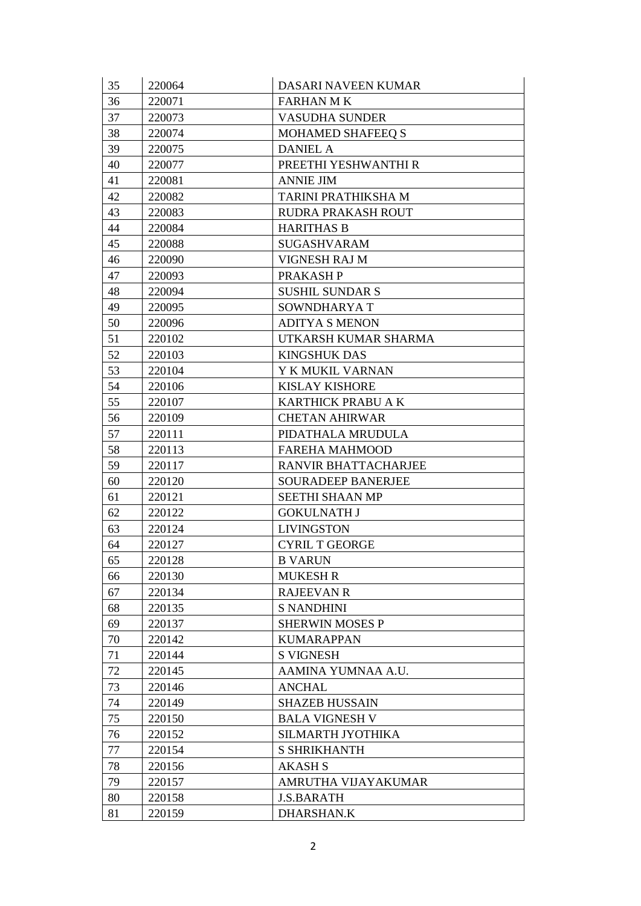| 35 | 220064 | DASARI NAVEEN KUMAR |
|---|---|---|
| 36 | 220071 | FARHAN M K |
| 37 | 220073 | VASUDHA SUNDER |
| 38 | 220074 | MOHAMED SHAFEEQ S |
| 39 | 220075 | DANIEL A |
| 40 | 220077 | PREETHI YESHWANTHI R |
| 41 | 220081 | ANNIE JIM |
| 42 | 220082 | TARINI PRATHIKSHA M |
| 43 | 220083 | RUDRA PRAKASH ROUT |
| 44 | 220084 | HARITHAS B |
| 45 | 220088 | SUGASHVARAM |
| 46 | 220090 | VIGNESH RAJ M |
| 47 | 220093 | PRAKASH P |
| 48 | 220094 | SUSHIL SUNDAR S |
| 49 | 220095 | SOWNDHARYA T |
| 50 | 220096 | ADITYA S MENON |
| 51 | 220102 | UTKARSH KUMAR SHARMA |
| 52 | 220103 | KINGSHUK DAS |
| 53 | 220104 | Y K MUKIL VARNAN |
| 54 | 220106 | KISLAY KISHORE |
| 55 | 220107 | KARTHICK PRABU A K |
| 56 | 220109 | CHETAN AHIRWAR |
| 57 | 220111 | PIDATHALA MRUDULA |
| 58 | 220113 | FAREHA MAHMOOD |
| 59 | 220117 | RANVIR BHATTACHARJEE |
| 60 | 220120 | SOURADEEP BANERJEE |
| 61 | 220121 | SEETHI SHAAN MP |
| 62 | 220122 | GOKULNATH J |
| 63 | 220124 | LIVINGSTON |
| 64 | 220127 | CYRIL T GEORGE |
| 65 | 220128 | B VARUN |
| 66 | 220130 | MUKESH R |
| 67 | 220134 | RAJEEVAN R |
| 68 | 220135 | S NANDHINI |
| 69 | 220137 | SHERWIN MOSES P |
| 70 | 220142 | KUMARAPPAN |
| 71 | 220144 | S VIGNESH |
| 72 | 220145 | AAMINA YUMNAA A.U. |
| 73 | 220146 | ANCHAL |
| 74 | 220149 | SHAZEB HUSSAIN |
| 75 | 220150 | BALA VIGNESH V |
| 76 | 220152 | SILMARTH JYOTHIKA |
| 77 | 220154 | S SHRIKHANTH |
| 78 | 220156 | AKASH S |
| 79 | 220157 | AMRUTHA VIJAYAKUMAR |
| 80 | 220158 | J.S.BARATH |
| 81 | 220159 | DHARSHAN.K |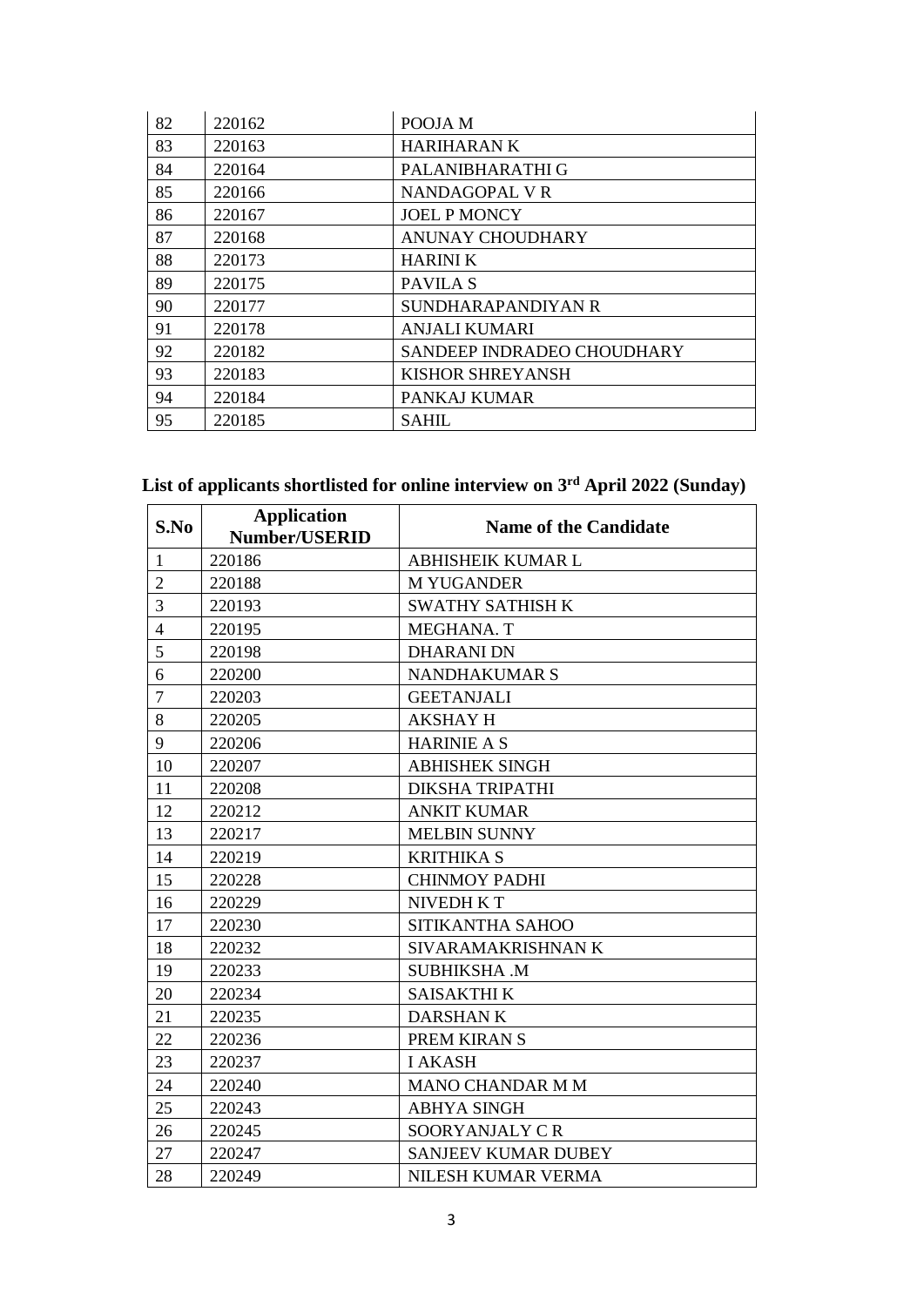| | | |
|---|---|---|
| 82 | 220162 | POOJA M |
| 83 | 220163 | HARIHARAN K |
| 84 | 220164 | PALANIBHARATHI G |
| 85 | 220166 | NANDAGOPAL V R |
| 86 | 220167 | JOEL P MONCY |
| 87 | 220168 | ANUNAY CHOUDHARY |
| 88 | 220173 | HARINI K |
| 89 | 220175 | PAVILA S |
| 90 | 220177 | SUNDHARAPANDIYAN R |
| 91 | 220178 | ANJALI KUMARI |
| 92 | 220182 | SANDEEP INDRADEO CHOUDHARY |
| 93 | 220183 | KISHOR SHREYANSH |
| 94 | 220184 | PANKAJ KUMAR |
| 95 | 220185 | SAHIL |

## List of applicants shortlisted for online interview on 3rd April 2022 (Sunday)

| S.No | Application Number/USERID | Name of the Candidate |
|---|---|---|
| 1 | 220186 | ABHISHEIK KUMAR L |
| 2 | 220188 | M YUGANDER |
| 3 | 220193 | SWATHY SATHISH K |
| 4 | 220195 | MEGHANA. T |
| 5 | 220198 | DHARANI DN |
| 6 | 220200 | NANDHAKUMAR S |
| 7 | 220203 | GEETANJALI |
| 8 | 220205 | AKSHAY H |
| 9 | 220206 | HARINIE A S |
| 10 | 220207 | ABHISHEK SINGH |
| 11 | 220208 | DIKSHA TRIPATHI |
| 12 | 220212 | ANKIT KUMAR |
| 13 | 220217 | MELBIN SUNNY |
| 14 | 220219 | KRITHIKA S |
| 15 | 220228 | CHINMOY PADHI |
| 16 | 220229 | NIVEDH K T |
| 17 | 220230 | SITIKANTHA SAHOO |
| 18 | 220232 | SIVARAMAKRISHNAN K |
| 19 | 220233 | SUBHIKSHA .M |
| 20 | 220234 | SAISAKTHI K |
| 21 | 220235 | DARSHAN K |
| 22 | 220236 | PREM KIRAN S |
| 23 | 220237 | I AKASH |
| 24 | 220240 | MANO CHANDAR M M |
| 25 | 220243 | ABHYA SINGH |
| 26 | 220245 | SOORYANJALY C R |
| 27 | 220247 | SANJEEV KUMAR DUBEY |
| 28 | 220249 | NILESH KUMAR VERMA |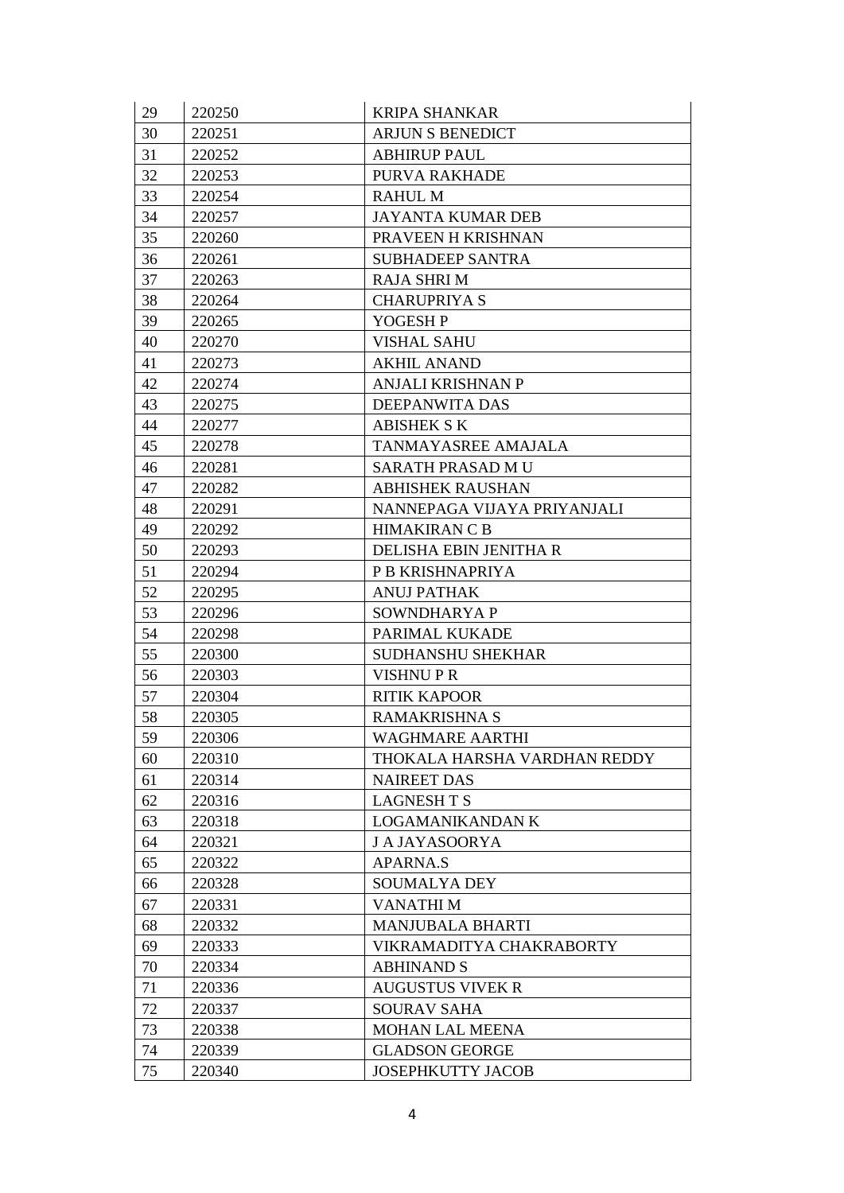| 29 | 220250 | KRIPA SHANKAR |
|---|---|---|
| 30 | 220251 | ARJUN S BENEDICT |
| 31 | 220252 | ABHIRUP PAUL |
| 32 | 220253 | PURVA RAKHADE |
| 33 | 220254 | RAHUL M |
| 34 | 220257 | JAYANTA KUMAR DEB |
| 35 | 220260 | PRAVEEN H KRISHNAN |
| 36 | 220261 | SUBHADEEP SANTRA |
| 37 | 220263 | RAJA SHRI M |
| 38 | 220264 | CHARUPRIYA S |
| 39 | 220265 | YOGESH P |
| 40 | 220270 | VISHAL SAHU |
| 41 | 220273 | AKHIL ANAND |
| 42 | 220274 | ANJALI KRISHNAN P |
| 43 | 220275 | DEEPANWITA DAS |
| 44 | 220277 | ABISHEK S K |
| 45 | 220278 | TANMAYASREE AMAJALA |
| 46 | 220281 | SARATH PRASAD M U |
| 47 | 220282 | ABHISHEK RAUSHAN |
| 48 | 220291 | NANNEPAGA VIJAYA PRIYANJALI |
| 49 | 220292 | HIMAKIRAN C B |
| 50 | 220293 | DELISHA EBIN JENITHA R |
| 51 | 220294 | P B KRISHNAPRIYA |
| 52 | 220295 | ANUJ PATHAK |
| 53 | 220296 | SOWNDHARYA P |
| 54 | 220298 | PARIMAL KUKADE |
| 55 | 220300 | SUDHANSHU SHEKHAR |
| 56 | 220303 | VISHNU P R |
| 57 | 220304 | RITIK KAPOOR |
| 58 | 220305 | RAMAKRISHNA S |
| 59 | 220306 | WAGHMARE AARTHI |
| 60 | 220310 | THOKALA HARSHA VARDHAN REDDY |
| 61 | 220314 | NAIREET DAS |
| 62 | 220316 | LAGNESH T S |
| 63 | 220318 | LOGAMANIKANDAN K |
| 64 | 220321 | J A JAYASOORYA |
| 65 | 220322 | APARNA.S |
| 66 | 220328 | SOUMALYA DEY |
| 67 | 220331 | VANATHI M |
| 68 | 220332 | MANJUBALA BHARTI |
| 69 | 220333 | VIKRAMADITYA CHAKRABORTY |
| 70 | 220334 | ABHINAND S |
| 71 | 220336 | AUGUSTUS VIVEK R |
| 72 | 220337 | SOURAV SAHA |
| 73 | 220338 | MOHAN LAL MEENA |
| 74 | 220339 | GLADSON GEORGE |
| 75 | 220340 | JOSEPHKUTTY JACOB |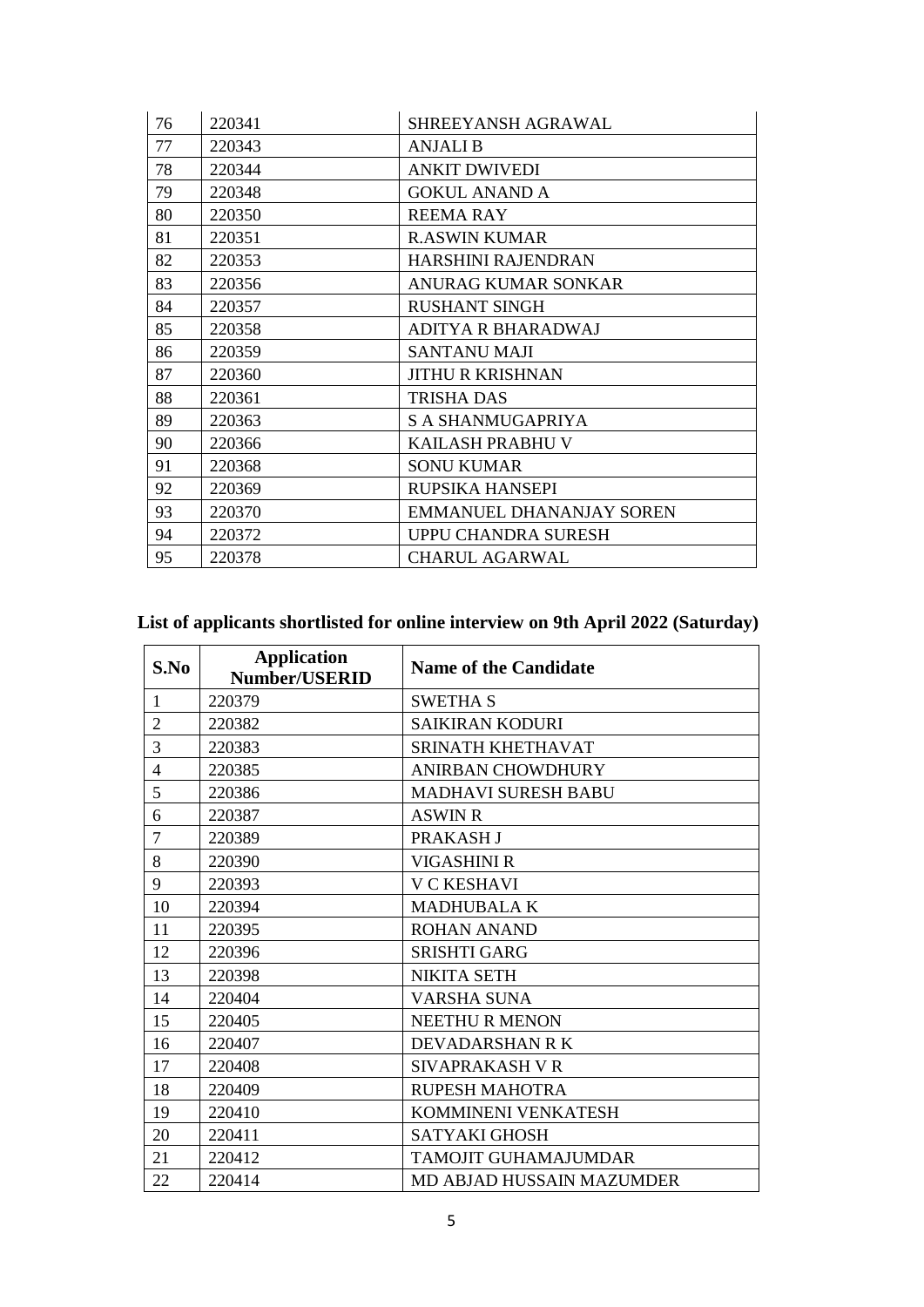| 76 | 220341 | SHREEYANSH AGRAWAL |
|---|---|---|
| 77 | 220343 | ANJALI B |
| 78 | 220344 | ANKIT DWIVEDI |
| 79 | 220348 | GOKUL ANAND A |
| 80 | 220350 | REEMA RAY |
| 81 | 220351 | R.ASWIN KUMAR |
| 82 | 220353 | HARSHINI RAJENDRAN |
| 83 | 220356 | ANURAG KUMAR SONKAR |
| 84 | 220357 | RUSHANT SINGH |
| 85 | 220358 | ADITYA R BHARADWAJ |
| 86 | 220359 | SANTANU MAJI |
| 87 | 220360 | JITHU R KRISHNAN |
| 88 | 220361 | TRISHA DAS |
| 89 | 220363 | S A SHANMUGAPRIYA |
| 90 | 220366 | KAILASH PRABHU V |
| 91 | 220368 | SONU KUMAR |
| 92 | 220369 | RUPSIKA HANSEPI |
| 93 | 220370 | EMMANUEL DHANANJAY SOREN |
| 94 | 220372 | UPPU CHANDRA SURESH |
| 95 | 220378 | CHARUL AGARWAL |

## List of applicants shortlisted for online interview on 9th April 2022 (Saturday)

| S.No | Application Number/USERID | Name of the Candidate |
|---|---|---|
| 1 | 220379 | SWETHA S |
| 2 | 220382 | SAIKIRAN KODURI |
| 3 | 220383 | SRINATH KHETHAVAT |
| 4 | 220385 | ANIRBAN CHOWDHURY |
| 5 | 220386 | MADHAVI SURESH BABU |
| 6 | 220387 | ASWIN R |
| 7 | 220389 | PRAKASH J |
| 8 | 220390 | VIGASHINI R |
| 9 | 220393 | V C KESHAVI |
| 10 | 220394 | MADHUBALA K |
| 11 | 220395 | ROHAN ANAND |
| 12 | 220396 | SRISHTI GARG |
| 13 | 220398 | NIKITA SETH |
| 14 | 220404 | VARSHA SUNA |
| 15 | 220405 | NEETHU R MENON |
| 16 | 220407 | DEVADARSHAN R K |
| 17 | 220408 | SIVAPRAKASH V R |
| 18 | 220409 | RUPESH MAHOTRA |
| 19 | 220410 | KOMMINENI VENKATESH |
| 20 | 220411 | SATYAKI GHOSH |
| 21 | 220412 | TAMOJIT GUHAMAJUMDAR |
| 22 | 220414 | MD ABJAD HUSSAIN MAZUMDER |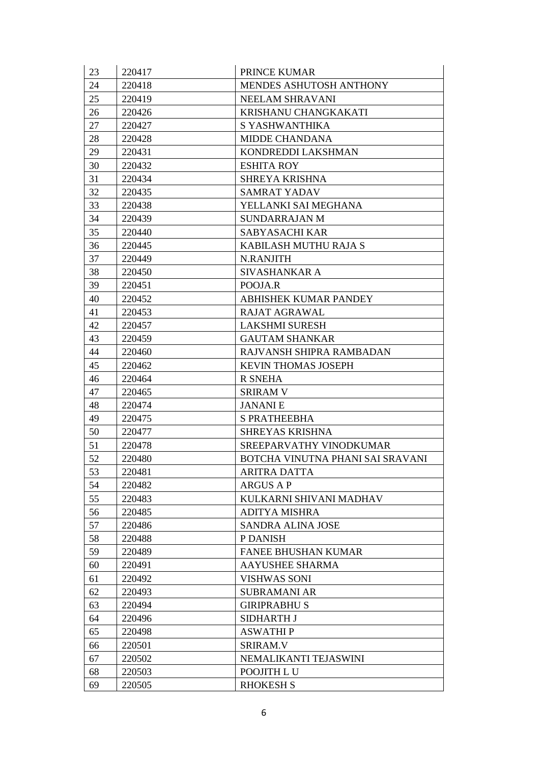| 23 | 220417 | PRINCE KUMAR |
|---|---|---|
| 24 | 220418 | MENDES ASHUTOSH ANTHONY |
| 25 | 220419 | NEELAM SHRAVANI |
| 26 | 220426 | KRISHANU CHANGKAKATI |
| 27 | 220427 | S YASHWANTHIKA |
| 28 | 220428 | MIDDE CHANDANA |
| 29 | 220431 | KONDREDDI LAKSHMAN |
| 30 | 220432 | ESHITA ROY |
| 31 | 220434 | SHREYA KRISHNA |
| 32 | 220435 | SAMRAT YADAV |
| 33 | 220438 | YELLANKI SAI MEGHANA |
| 34 | 220439 | SUNDARRAJAN M |
| 35 | 220440 | SABYASACHI KAR |
| 36 | 220445 | KABILASH MUTHU RAJA S |
| 37 | 220449 | N.RANJITH |
| 38 | 220450 | SIVASHANKAR A |
| 39 | 220451 | POOJA.R |
| 40 | 220452 | ABHISHEK KUMAR PANDEY |
| 41 | 220453 | RAJAT AGRAWAL |
| 42 | 220457 | LAKSHMI SURESH |
| 43 | 220459 | GAUTAM SHANKAR |
| 44 | 220460 | RAJVANSH SHIPRA RAMBADAN |
| 45 | 220462 | KEVIN THOMAS JOSEPH |
| 46 | 220464 | R SNEHA |
| 47 | 220465 | SRIRAM V |
| 48 | 220474 | JANANI E |
| 49 | 220475 | S PRATHEEBHA |
| 50 | 220477 | SHREYAS KRISHNA |
| 51 | 220478 | SREEPARVATHY VINODKUMAR |
| 52 | 220480 | BOTCHA VINUTNA PHANI SAI SRAVANI |
| 53 | 220481 | ARITRA DATTA |
| 54 | 220482 | ARGUS A P |
| 55 | 220483 | KULKARNI SHIVANI MADHAV |
| 56 | 220485 | ADITYA MISHRA |
| 57 | 220486 | SANDRA ALINA JOSE |
| 58 | 220488 | P DANISH |
| 59 | 220489 | FANEE BHUSHAN KUMAR |
| 60 | 220491 | AAYUSHEE SHARMA |
| 61 | 220492 | VISHWAS SONI |
| 62 | 220493 | SUBRAMANI AR |
| 63 | 220494 | GIRIPRABHU S |
| 64 | 220496 | SIDHARTH J |
| 65 | 220498 | ASWATHI P |
| 66 | 220501 | SRIRAM.V |
| 67 | 220502 | NEMALIKANTI TEJASWINI |
| 68 | 220503 | POOJITH L U |
| 69 | 220505 | RHOKESH S |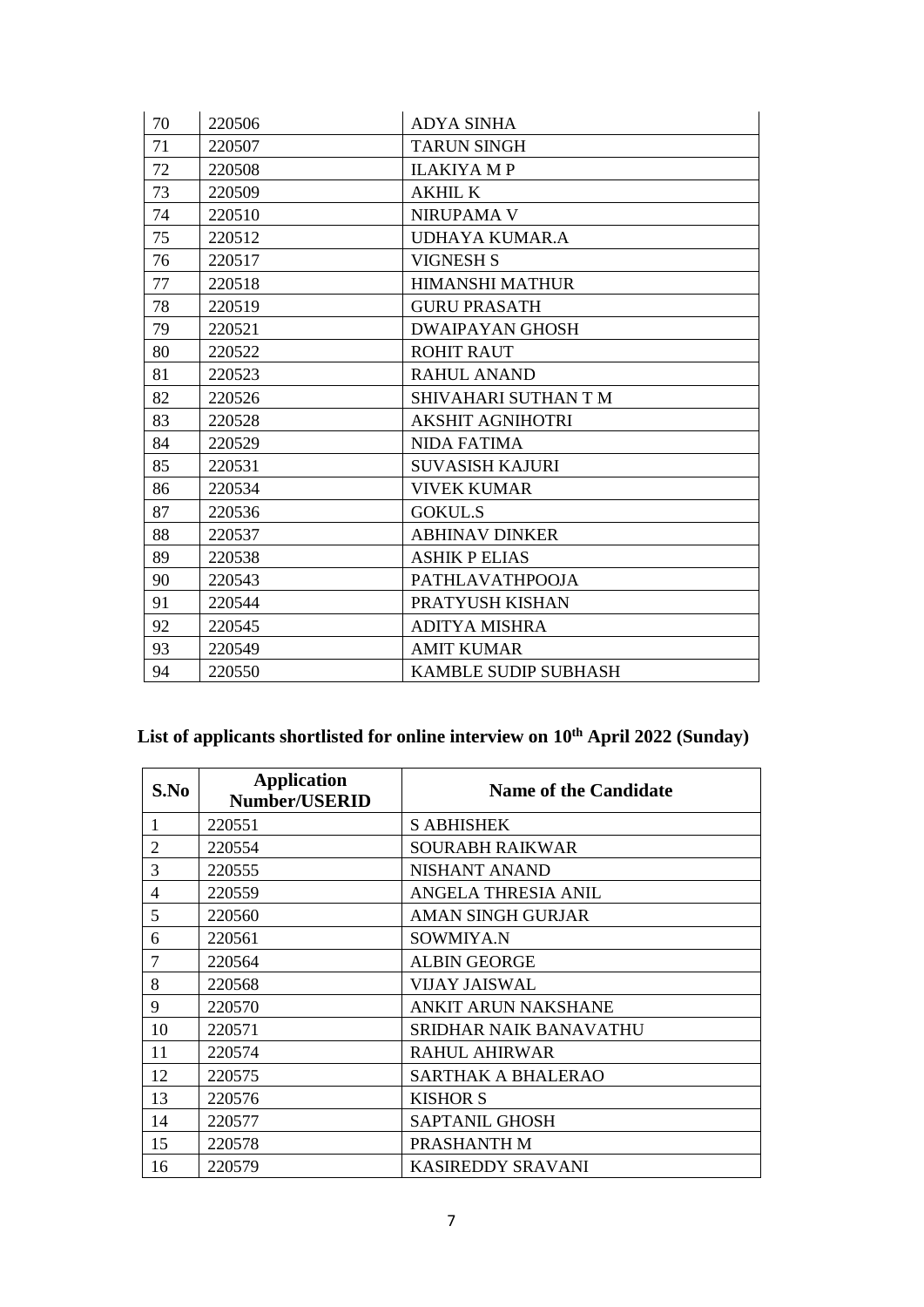| | | |
|---|---|---|
| 70 | 220506 | ADYA SINHA |
| 71 | 220507 | TARUN SINGH |
| 72 | 220508 | ILAKIYA M P |
| 73 | 220509 | AKHIL K |
| 74 | 220510 | NIRUPAMA V |
| 75 | 220512 | UDHAYA KUMAR.A |
| 76 | 220517 | VIGNESH S |
| 77 | 220518 | HIMANSHI MATHUR |
| 78 | 220519 | GURU PRASATH |
| 79 | 220521 | DWAIPAYAN GHOSH |
| 80 | 220522 | ROHIT RAUT |
| 81 | 220523 | RAHUL ANAND |
| 82 | 220526 | SHIVAHARI SUTHAN T M |
| 83 | 220528 | AKSHIT AGNIHOTRI |
| 84 | 220529 | NIDA FATIMA |
| 85 | 220531 | SUVASISH KAJURI |
| 86 | 220534 | VIVEK KUMAR |
| 87 | 220536 | GOKUL.S |
| 88 | 220537 | ABHINAV DINKER |
| 89 | 220538 | ASHIK P ELIAS |
| 90 | 220543 | PATHLAVATHPOOJA |
| 91 | 220544 | PRATYUSH KISHAN |
| 92 | 220545 | ADITYA MISHRA |
| 93 | 220549 | AMIT KUMAR |
| 94 | 220550 | KAMBLE SUDIP SUBHASH |

## List of applicants shortlisted for online interview on 10th April 2022 (Sunday)

| S.No | Application Number/USERID | Name of the Candidate |
|---|---|---|
| 1 | 220551 | S ABHISHEK |
| 2 | 220554 | SOURABH RAIKWAR |
| 3 | 220555 | NISHANT ANAND |
| 4 | 220559 | ANGELA THRESIA ANIL |
| 5 | 220560 | AMAN SINGH GURJAR |
| 6 | 220561 | SOWMIYA.N |
| 7 | 220564 | ALBIN GEORGE |
| 8 | 220568 | VIJAY JAISWAL |
| 9 | 220570 | ANKIT ARUN NAKSHANE |
| 10 | 220571 | SRIDHAR NAIK BANAVATHU |
| 11 | 220574 | RAHUL AHIRWAR |
| 12 | 220575 | SARTHAK A BHALERAO |
| 13 | 220576 | KISHOR S |
| 14 | 220577 | SAPTANIL GHOSH |
| 15 | 220578 | PRASHANTH M |
| 16 | 220579 | KASIREDDY SRAVANI |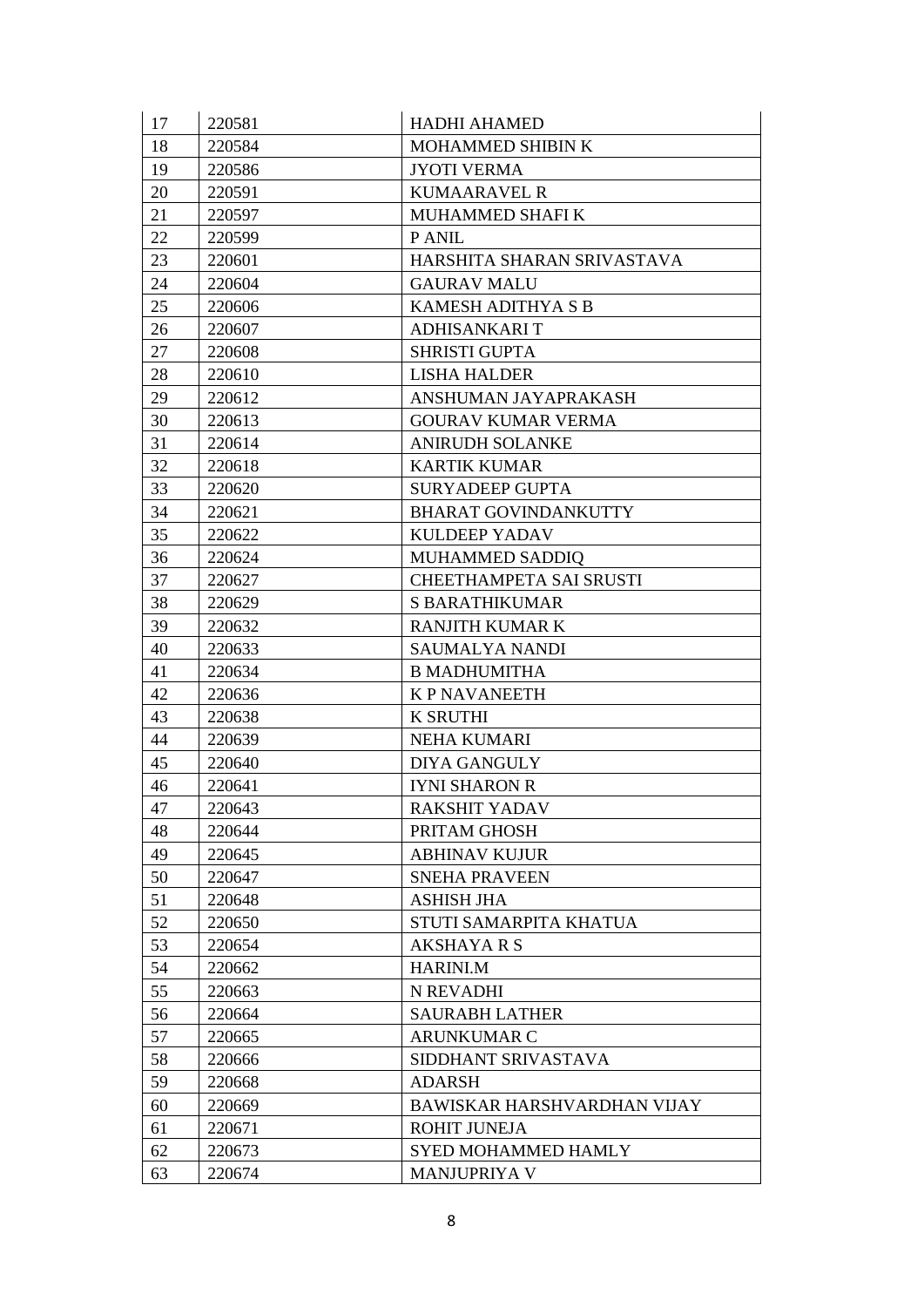| 17 | 220581 | HADHI AHAMED |
|---|---|---|
| 18 | 220584 | MOHAMMED SHIBIN K |
| 19 | 220586 | JYOTI VERMA |
| 20 | 220591 | KUMAARAVEL R |
| 21 | 220597 | MUHAMMED SHAFI K |
| 22 | 220599 | P ANIL |
| 23 | 220601 | HARSHITA SHARAN SRIVASTAVA |
| 24 | 220604 | GAURAV MALU |
| 25 | 220606 | KAMESH ADITHYA S B |
| 26 | 220607 | ADHISANKARI T |
| 27 | 220608 | SHRISTI GUPTA |
| 28 | 220610 | LISHA HALDER |
| 29 | 220612 | ANSHUMAN JAYAPRAKASH |
| 30 | 220613 | GOURAV KUMAR VERMA |
| 31 | 220614 | ANIRUDH SOLANKE |
| 32 | 220618 | KARTIK KUMAR |
| 33 | 220620 | SURYADEEP GUPTA |
| 34 | 220621 | BHARAT GOVINDANKUTTY |
| 35 | 220622 | KULDEEP YADAV |
| 36 | 220624 | MUHAMMED SADDIQ |
| 37 | 220627 | CHEETHAMPETA SAI SRUSTI |
| 38 | 220629 | S BARATHIKUMAR |
| 39 | 220632 | RANJITH KUMAR K |
| 40 | 220633 | SAUMALYA NANDI |
| 41 | 220634 | B MADHUMITHA |
| 42 | 220636 | K P NAVANEETH |
| 43 | 220638 | K SRUTHI |
| 44 | 220639 | NEHA KUMARI |
| 45 | 220640 | DIYA GANGULY |
| 46 | 220641 | IYNI SHARON R |
| 47 | 220643 | RAKSHIT YADAV |
| 48 | 220644 | PRITAM GHOSH |
| 49 | 220645 | ABHINAV KUJUR |
| 50 | 220647 | SNEHA PRAVEEN |
| 51 | 220648 | ASHISH JHA |
| 52 | 220650 | STUTI SAMARPITA KHATUA |
| 53 | 220654 | AKSHAYA R S |
| 54 | 220662 | HARINI.M |
| 55 | 220663 | N REVADHI |
| 56 | 220664 | SAURABH LATHER |
| 57 | 220665 | ARUNKUMAR C |
| 58 | 220666 | SIDDHANT SRIVASTAVA |
| 59 | 220668 | ADARSH |
| 60 | 220669 | BAWISKAR HARSHVARDHAN VIJAY |
| 61 | 220671 | ROHIT JUNEJA |
| 62 | 220673 | SYED MOHAMMED HAMLY |
| 63 | 220674 | MANJUPRIYA V |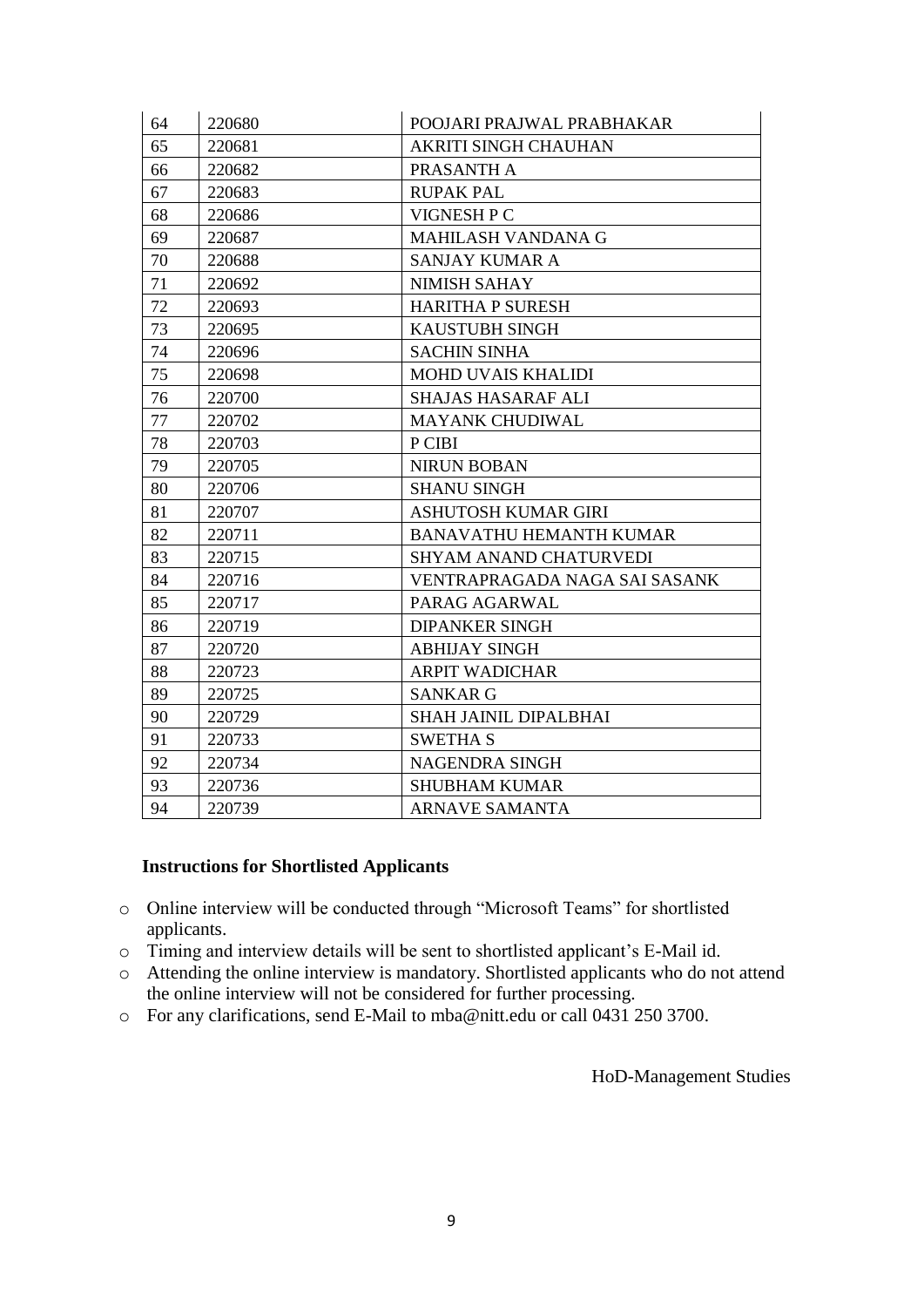| | | |
|---|---|---|
| 64 | 220680 | POOJARI PRAJWAL PRABHAKAR |
| 65 | 220681 | AKRITI SINGH CHAUHAN |
| 66 | 220682 | PRASANTH A |
| 67 | 220683 | RUPAK PAL |
| 68 | 220686 | VIGNESH P C |
| 69 | 220687 | MAHILASH VANDANA G |
| 70 | 220688 | SANJAY KUMAR A |
| 71 | 220692 | NIMISH SAHAY |
| 72 | 220693 | HARITHA P SURESH |
| 73 | 220695 | KAUSTUBH SINGH |
| 74 | 220696 | SACHIN SINHA |
| 75 | 220698 | MOHD UVAIS KHALIDI |
| 76 | 220700 | SHAJAS HASARAF ALI |
| 77 | 220702 | MAYANK CHUDIWAL |
| 78 | 220703 | P CIBI |
| 79 | 220705 | NIRUN BOBAN |
| 80 | 220706 | SHANU SINGH |
| 81 | 220707 | ASHUTOSH KUMAR GIRI |
| 82 | 220711 | BANAVATHU HEMANTH KUMAR |
| 83 | 220715 | SHYAM ANAND CHATURVEDI |
| 84 | 220716 | VENTRAPRAGADA NAGA SAI SASANK |
| 85 | 220717 | PARAG AGARWAL |
| 86 | 220719 | DIPANKER SINGH |
| 87 | 220720 | ABHIJAY SINGH |
| 88 | 220723 | ARPIT WADICHAR |
| 89 | 220725 | SANKAR G |
| 90 | 220729 | SHAH JAINIL DIPALBHAI |
| 91 | 220733 | SWETHA S |
| 92 | 220734 | NAGENDRA SINGH |
| 93 | 220736 | SHUBHAM KUMAR |
| 94 | 220739 | ARNAVE SAMANTA |

**Instructions for Shortlisted Applicants**

- Online interview will be conducted through "Microsoft Teams" for shortlisted applicants.
- Timing and interview details will be sent to shortlisted applicant's E-Mail id.
- Attending the online interview is mandatory. Shortlisted applicants who do not attend the online interview will not be considered for further processing.
- For any clarifications, send E-Mail to mba@nitt.edu or call 0431 250 3700.

HoD-Management Studies